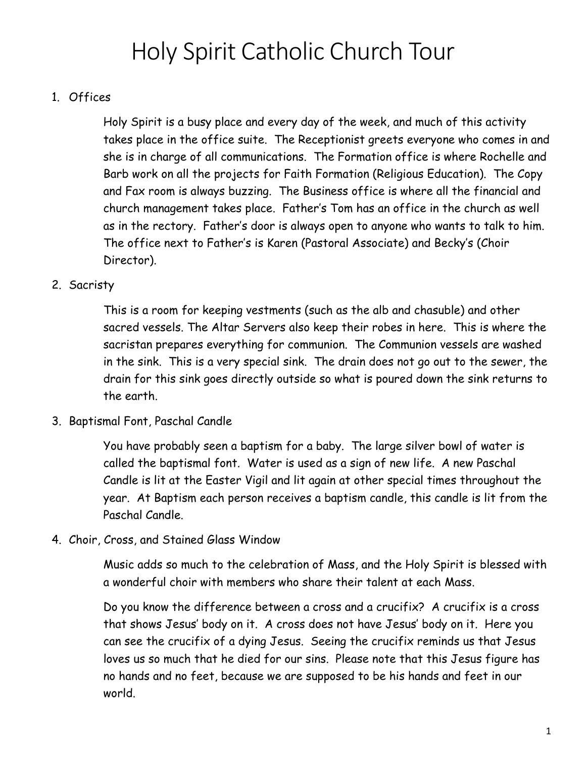# Holy Spirit Catholic Church Tour

1. Offices

   Holy Spirit is a busy place and every day of the week, and much of this activity takes place in the office suite. The Receptionist greets everyone who comes in and she is in charge of all communications. The Formation office is where Rochelle and Barb work on all the projects for Faith Formation (Religious Education). The Copy and Fax room is always buzzing. The Business office is where all the financial and church management takes place. Father's Tom has an office in the church as well as in the rectory. Father's door is always open to anyone who wants to talk to him. The office next to Father's is Karen (Pastoral Associate) and Becky's (Choir Director).

2. Sacristy

   This is a room for keeping vestments (such as the alb and chasuble) and other sacred vessels. The Altar Servers also keep their robes in here. This is where the sacristan prepares everything for communion. The Communion vessels are washed in the sink. This is a very special sink. The drain does not go out to the sewer, the drain for this sink goes directly outside so what is poured down the sink returns to the earth.

3. Baptismal Font, Paschal Candle

   You have probably seen a baptism for a baby. The large silver bowl of water is called the baptismal font. Water is used as a sign of new life. A new Paschal Candle is lit at the Easter Vigil and lit again at other special times throughout the year. At Baptism each person receives a baptism candle, this candle is lit from the Paschal Candle.

4. Choir, Cross, and Stained Glass Window

   Music adds so much to the celebration of Mass, and the Holy Spirit is blessed with a wonderful choir with members who share their talent at each Mass.

   Do you know the difference between a cross and a crucifix? A crucifix is a cross that shows Jesus' body on it. A cross does not have Jesus' body on it. Here you can see the crucifix of a dying Jesus. Seeing the crucifix reminds us that Jesus loves us so much that he died for our sins. Please note that this Jesus figure has no hands and no feet, because we are supposed to be his hands and feet in our world.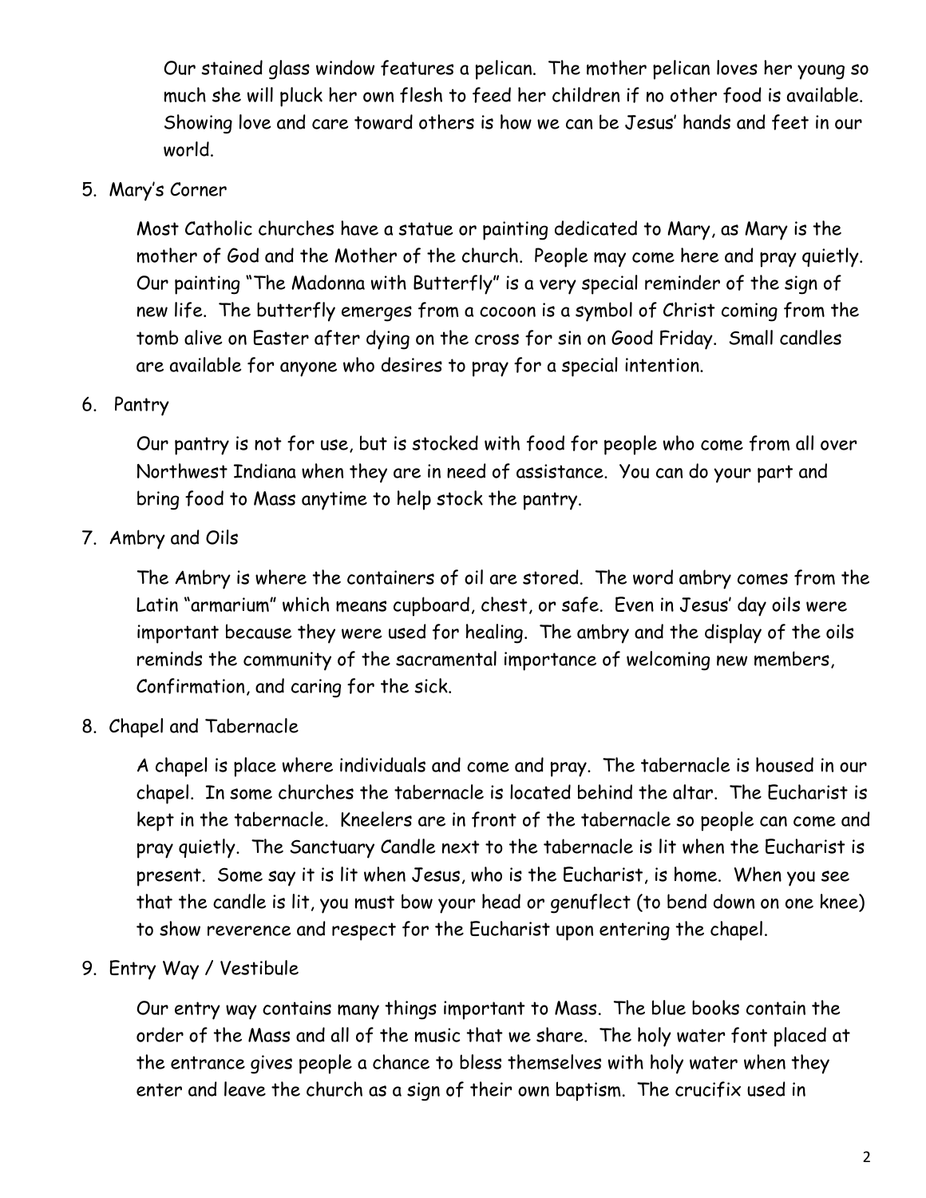Our stained glass window features a pelican. The mother pelican loves her young so much she will pluck her own flesh to feed her children if no other food is available. Showing love and care toward others is how we can be Jesus' hands and feet in our world.

5. Mary's Corner

   Most Catholic churches have a statue or painting dedicated to Mary, as Mary is the mother of God and the Mother of the church. People may come here and pray quietly. Our painting "The Madonna with Butterfly" is a very special reminder of the sign of new life. The butterfly emerges from a cocoon is a symbol of Christ coming from the tomb alive on Easter after dying on the cross for sin on Good Friday. Small candles are available for anyone who desires to pray for a special intention.

6. Pantry

   Our pantry is not for use, but is stocked with food for people who come from all over Northwest Indiana when they are in need of assistance. You can do your part and bring food to Mass anytime to help stock the pantry.

7. Ambry and Oils

   The Ambry is where the containers of oil are stored. The word ambry comes from the Latin "armarium" which means cupboard, chest, or safe. Even in Jesus' day oils were important because they were used for healing. The ambry and the display of the oils reminds the community of the sacramental importance of welcoming new members, Confirmation, and caring for the sick.

8. Chapel and Tabernacle

   A chapel is place where individuals and come and pray. The tabernacle is housed in our chapel. In some churches the tabernacle is located behind the altar. The Eucharist is kept in the tabernacle. Kneelers are in front of the tabernacle so people can come and pray quietly. The Sanctuary Candle next to the tabernacle is lit when the Eucharist is present. Some say it is lit when Jesus, who is the Eucharist, is home. When you see that the candle is lit, you must bow your head or genuflect (to bend down on one knee) to show reverence and respect for the Eucharist upon entering the chapel.

9. Entry Way / Vestibule

   Our entry way contains many things important to Mass. The blue books contain the order of the Mass and all of the music that we share. The holy water font placed at the entrance gives people a chance to bless themselves with holy water when they enter and leave the church as a sign of their own baptism. The crucifix used in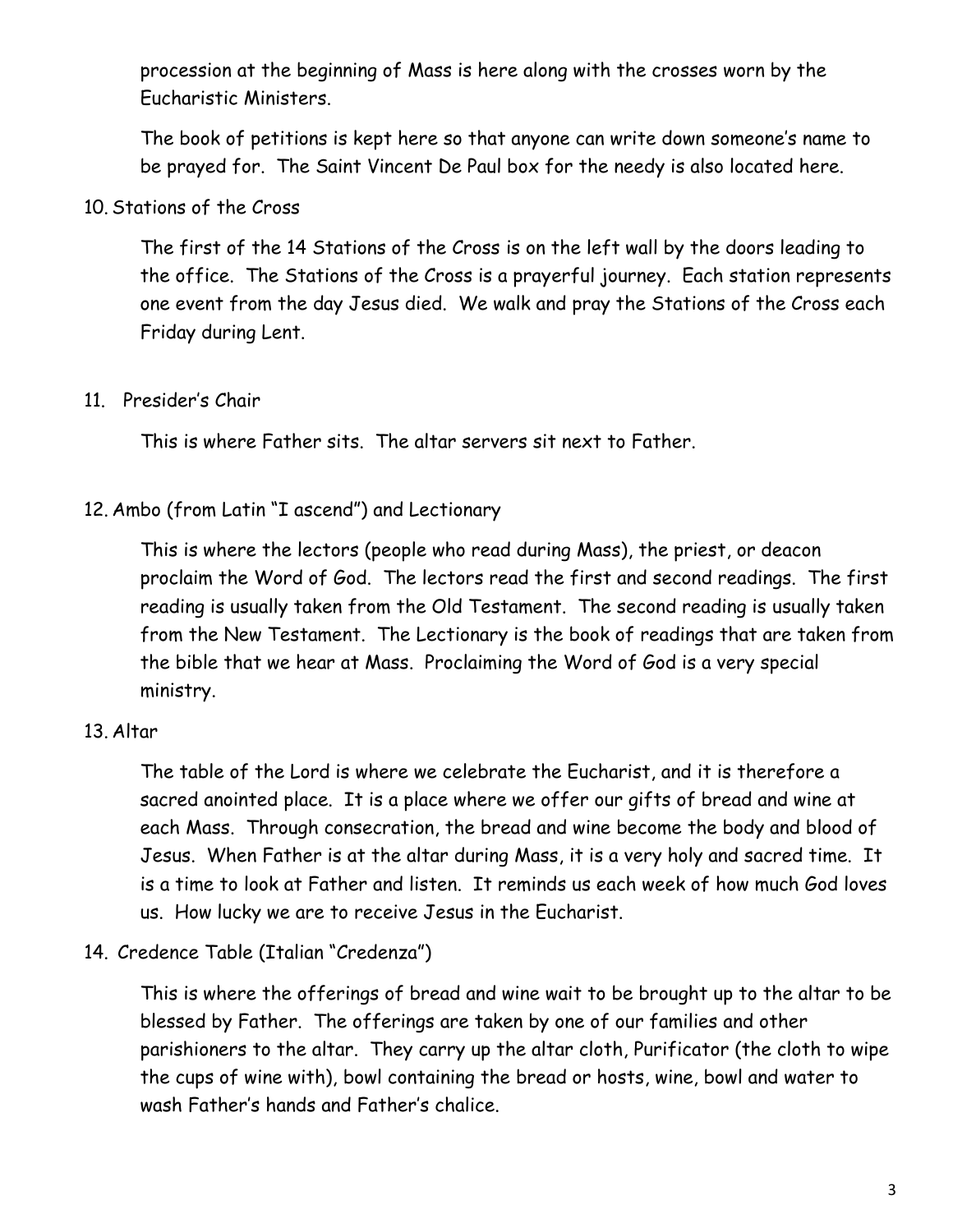procession at the beginning of Mass is here along with the crosses worn by the Eucharistic Ministers.

The book of petitions is kept here so that anyone can write down someone's name to be prayed for. The Saint Vincent De Paul box for the needy is also located here.

10. Stations of the Cross

The first of the 14 Stations of the Cross is on the left wall by the doors leading to the office. The Stations of the Cross is a prayerful journey. Each station represents one event from the day Jesus died. We walk and pray the Stations of the Cross each Friday during Lent.

11. Presider's Chair

This is where Father sits. The altar servers sit next to Father.

12. Ambo (from Latin "I ascend") and Lectionary

This is where the lectors (people who read during Mass), the priest, or deacon proclaim the Word of God. The lectors read the first and second readings. The first reading is usually taken from the Old Testament. The second reading is usually taken from the New Testament. The Lectionary is the book of readings that are taken from the bible that we hear at Mass. Proclaiming the Word of God is a very special ministry.

13. Altar

The table of the Lord is where we celebrate the Eucharist, and it is therefore a sacred anointed place. It is a place where we offer our gifts of bread and wine at each Mass. Through consecration, the bread and wine become the body and blood of Jesus. When Father is at the altar during Mass, it is a very holy and sacred time. It is a time to look at Father and listen. It reminds us each week of how much God loves us. How lucky we are to receive Jesus in the Eucharist.

14. Credence Table (Italian "Credenza")

This is where the offerings of bread and wine wait to be brought up to the altar to be blessed by Father. The offerings are taken by one of our families and other parishioners to the altar. They carry up the altar cloth, Purificator (the cloth to wipe the cups of wine with), bowl containing the bread or hosts, wine, bowl and water to wash Father's hands and Father's chalice.